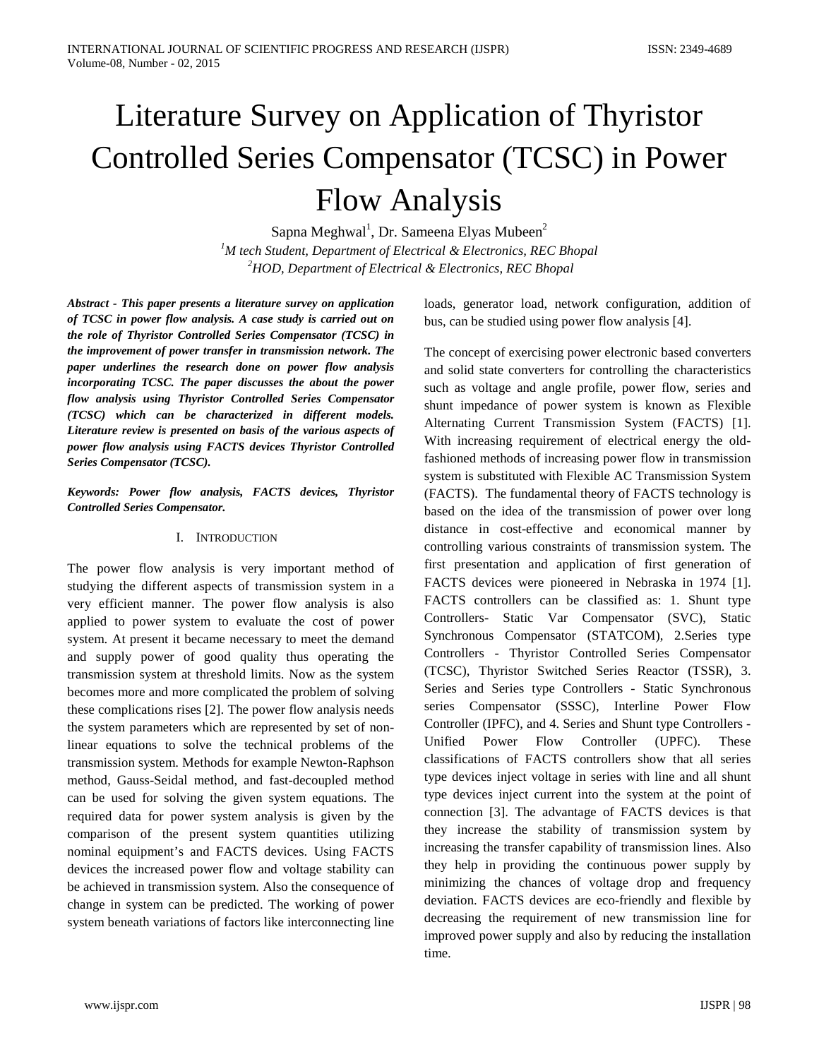# Literature Survey on Application of Thyristor Controlled Series Compensator (TCSC) in Power Flow Analysis

Sapna Meghwal[1], Dr. Sameena Elyas Mubeen[2]

[1]*M tech Student, Department of Electrical & Electronics, REC Bhopal*

[2]*HOD, Department of Electrical & Electronics, REC Bhopal*

***Abstract** - This paper presents a literature survey on application of TCSC in power flow analysis. A case study is carried out on the role of Thyristor Controlled Series Compensator (TCSC) in the improvement of power transfer in transmission network. The paper underlines the research done on power flow analysis incorporating TCSC. The paper discusses the about the power flow analysis using Thyristor Controlled Series Compensator (TCSC) which can be characterized in different models. Literature review is presented on basis of the various aspects of power flow analysis using FACTS devices Thyristor Controlled Series Compensator (TCSC).*

***Keywords:** Power flow analysis, FACTS devices, Thyristor Controlled Series Compensator.*

## I. Introduction

The power flow analysis is very important method of studying the different aspects of transmission system in a very efficient manner. The power flow analysis is also applied to power system to evaluate the cost of power system. At present it became necessary to meet the demand and supply power of good quality thus operating the transmission system at threshold limits. Now as the system becomes more and more complicated the problem of solving these complications rises [2]. The power flow analysis needs the system parameters which are represented by set of non-linear equations to solve the technical problems of the transmission system. Methods for example Newton-Raphson method, Gauss-Seidal method, and fast-decoupled method can be used for solving the given system equations. The required data for power system analysis is given by the comparison of the present system quantities utilizing nominal equipment's and FACTS devices. Using FACTS devices the increased power flow and voltage stability can be achieved in transmission system. Also the consequence of change in system can be predicted. The working of power system beneath variations of factors like interconnecting line loads, generator load, network configuration, addition of bus, can be studied using power flow analysis [4].

The concept of exercising power electronic based converters and solid state converters for controlling the characteristics such as voltage and angle profile, power flow, series and shunt impedance of power system is known as Flexible Alternating Current Transmission System (FACTS) [1]. With increasing requirement of electrical energy the old-fashioned methods of increasing power flow in transmission system is substituted with Flexible AC Transmission System (FACTS). The fundamental theory of FACTS technology is based on the idea of the transmission of power over long distance in cost-effective and economical manner by controlling various constraints of transmission system. The first presentation and application of first generation of FACTS devices were pioneered in Nebraska in 1974 [1]. FACTS controllers can be classified as: 1. Shunt type Controllers- Static Var Compensator (SVC), Static Synchronous Compensator (STATCOM), 2.Series type Controllers - Thyristor Controlled Series Compensator (TCSC), Thyristor Switched Series Reactor (TSSR), 3. Series and Series type Controllers - Static Synchronous series Compensator (SSSC), Interline Power Flow Controller (IPFC), and 4. Series and Shunt type Controllers - Unified Power Flow Controller (UPFC). These classifications of FACTS controllers show that all series type devices inject voltage in series with line and all shunt type devices inject current into the system at the point of connection [3]. The advantage of FACTS devices is that they increase the stability of transmission system by increasing the transfer capability of transmission lines. Also they help in providing the continuous power supply by minimizing the chances of voltage drop and frequency deviation. FACTS devices are eco-friendly and flexible by decreasing the requirement of new transmission line for improved power supply and also by reducing the installation time.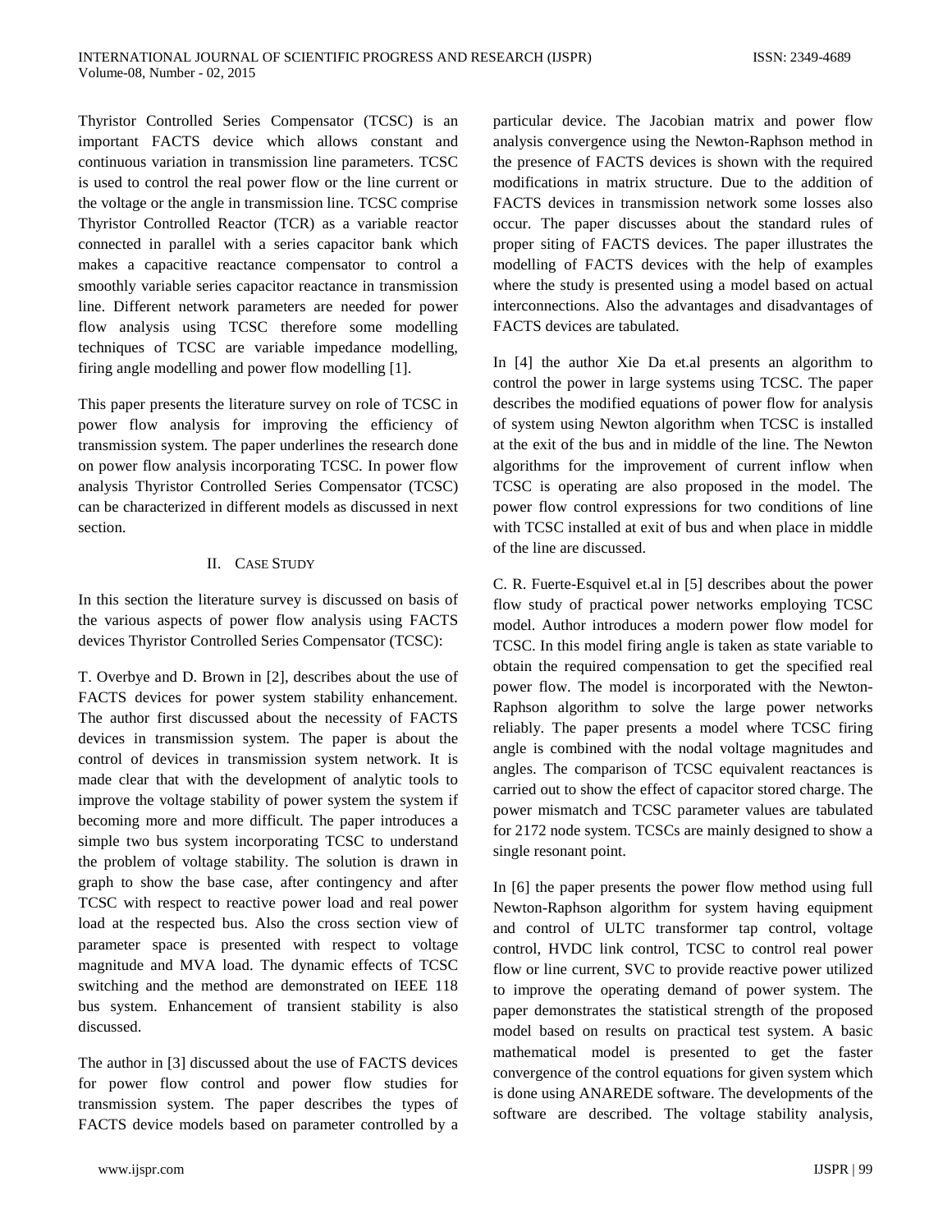Thyristor Controlled Series Compensator (TCSC) is an important FACTS device which allows constant and continuous variation in transmission line parameters. TCSC is used to control the real power flow or the line current or the voltage or the angle in transmission line. TCSC comprise Thyristor Controlled Reactor (TCR) as a variable reactor connected in parallel with a series capacitor bank which makes a capacitive reactance compensator to control a smoothly variable series capacitor reactance in transmission line. Different network parameters are needed for power flow analysis using TCSC therefore some modelling techniques of TCSC are variable impedance modelling, firing angle modelling and power flow modelling [1].

This paper presents the literature survey on role of TCSC in power flow analysis for improving the efficiency of transmission system. The paper underlines the research done on power flow analysis incorporating TCSC. In power flow analysis Thyristor Controlled Series Compensator (TCSC) can be characterized in different models as discussed in next section.

## II. Case Study

In this section the literature survey is discussed on basis of the various aspects of power flow analysis using FACTS devices Thyristor Controlled Series Compensator (TCSC):

T. Overbye and D. Brown in [2], describes about the use of FACTS devices for power system stability enhancement. The author first discussed about the necessity of FACTS devices in transmission system. The paper is about the control of devices in transmission system network. It is made clear that with the development of analytic tools to improve the voltage stability of power system the system if becoming more and more difficult. The paper introduces a simple two bus system incorporating TCSC to understand the problem of voltage stability. The solution is drawn in graph to show the base case, after contingency and after TCSC with respect to reactive power load and real power load at the respected bus. Also the cross section view of parameter space is presented with respect to voltage magnitude and MVA load. The dynamic effects of TCSC switching and the method are demonstrated on IEEE 118 bus system. Enhancement of transient stability is also discussed.

The author in [3] discussed about the use of FACTS devices for power flow control and power flow studies for transmission system. The paper describes the types of FACTS device models based on parameter controlled by a particular device. The Jacobian matrix and power flow analysis convergence using the Newton-Raphson method in the presence of FACTS devices is shown with the required modifications in matrix structure. Due to the addition of FACTS devices in transmission network some losses also occur. The paper discusses about the standard rules of proper siting of FACTS devices. The paper illustrates the modelling of FACTS devices with the help of examples where the study is presented using a model based on actual interconnections. Also the advantages and disadvantages of FACTS devices are tabulated.

In [4] the author Xie Da et.al presents an algorithm to control the power in large systems using TCSC. The paper describes the modified equations of power flow for analysis of system using Newton algorithm when TCSC is installed at the exit of the bus and in middle of the line. The Newton algorithms for the improvement of current inflow when TCSC is operating are also proposed in the model. The power flow control expressions for two conditions of line with TCSC installed at exit of bus and when place in middle of the line are discussed.

C. R. Fuerte-Esquivel et.al in [5] describes about the power flow study of practical power networks employing TCSC model. Author introduces a modern power flow model for TCSC. In this model firing angle is taken as state variable to obtain the required compensation to get the specified real power flow. The model is incorporated with the Newton-Raphson algorithm to solve the large power networks reliably. The paper presents a model where TCSC firing angle is combined with the nodal voltage magnitudes and angles. The comparison of TCSC equivalent reactances is carried out to show the effect of capacitor stored charge. The power mismatch and TCSC parameter values are tabulated for 2172 node system. TCSCs are mainly designed to show a single resonant point.

In [6] the paper presents the power flow method using full Newton-Raphson algorithm for system having equipment and control of ULTC transformer tap control, voltage control, HVDC link control, TCSC to control real power flow or line current, SVC to provide reactive power utilized to improve the operating demand of power system. The paper demonstrates the statistical strength of the proposed model based on results on practical test system. A basic mathematical model is presented to get the faster convergence of the control equations for given system which is done using ANAREDE software. The developments of the software are described. The voltage stability analysis,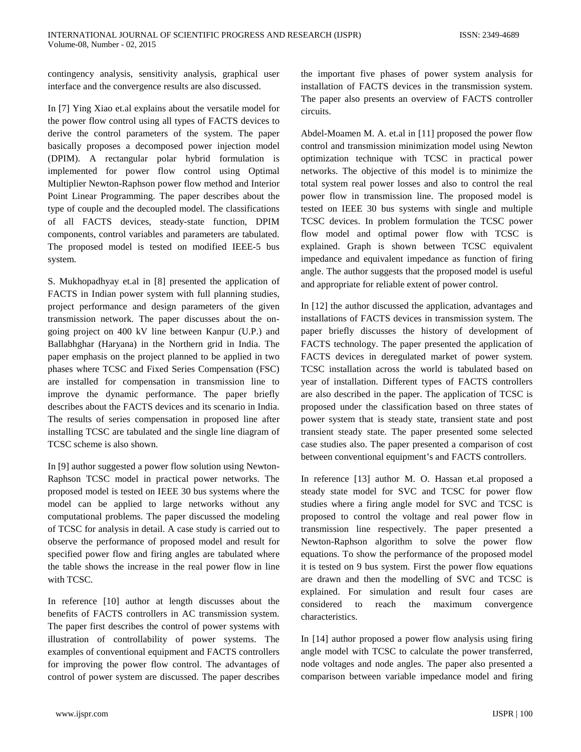contingency analysis, sensitivity analysis, graphical user interface and the convergence results are also discussed.

In [7] Ying Xiao et.al explains about the versatile model for the power flow control using all types of FACTS devices to derive the control parameters of the system. The paper basically proposes a decomposed power injection model (DPIM). A rectangular polar hybrid formulation is implemented for power flow control using Optimal Multiplier Newton-Raphson power flow method and Interior Point Linear Programming. The paper describes about the type of couple and the decoupled model. The classifications of all FACTS devices, steady-state function, DPIM components, control variables and parameters are tabulated. The proposed model is tested on modified IEEE-5 bus system.

S. Mukhopadhyay et.al in [8] presented the application of FACTS in Indian power system with full planning studies, project performance and design parameters of the given transmission network. The paper discusses about the on-going project on 400 kV line between Kanpur (U.P.) and Ballabhghar (Haryana) in the Northern grid in India. The paper emphasis on the project planned to be applied in two phases where TCSC and Fixed Series Compensation (FSC) are installed for compensation in transmission line to improve the dynamic performance. The paper briefly describes about the FACTS devices and its scenario in India. The results of series compensation in proposed line after installing TCSC are tabulated and the single line diagram of TCSC scheme is also shown.

In [9] author suggested a power flow solution using Newton-Raphson TCSC model in practical power networks. The proposed model is tested on IEEE 30 bus systems where the model can be applied to large networks without any computational problems. The paper discussed the modeling of TCSC for analysis in detail. A case study is carried out to observe the performance of proposed model and result for specified power flow and firing angles are tabulated where the table shows the increase in the real power flow in line with TCSC.

In reference [10] author at length discusses about the benefits of FACTS controllers in AC transmission system. The paper first describes the control of power systems with illustration of controllability of power systems. The examples of conventional equipment and FACTS controllers for improving the power flow control. The advantages of control of power system are discussed. The paper describes the important five phases of power system analysis for installation of FACTS devices in the transmission system. The paper also presents an overview of FACTS controller circuits.

Abdel-Moamen M. A. et.al in [11] proposed the power flow control and transmission minimization model using Newton optimization technique with TCSC in practical power networks. The objective of this model is to minimize the total system real power losses and also to control the real power flow in transmission line. The proposed model is tested on IEEE 30 bus systems with single and multiple TCSC devices. In problem formulation the TCSC power flow model and optimal power flow with TCSC is explained. Graph is shown between TCSC equivalent impedance and equivalent impedance as function of firing angle. The author suggests that the proposed model is useful and appropriate for reliable extent of power control.

In [12] the author discussed the application, advantages and installations of FACTS devices in transmission system. The paper briefly discusses the history of development of FACTS technology. The paper presented the application of FACTS devices in deregulated market of power system. TCSC installation across the world is tabulated based on year of installation. Different types of FACTS controllers are also described in the paper. The application of TCSC is proposed under the classification based on three states of power system that is steady state, transient state and post transient steady state. The paper presented some selected case studies also. The paper presented a comparison of cost between conventional equipment's and FACTS controllers.

In reference [13] author M. O. Hassan et.al proposed a steady state model for SVC and TCSC for power flow studies where a firing angle model for SVC and TCSC is proposed to control the voltage and real power flow in transmission line respectively. The paper presented a Newton-Raphson algorithm to solve the power flow equations. To show the performance of the proposed model it is tested on 9 bus system. First the power flow equations are drawn and then the modelling of SVC and TCSC is explained. For simulation and result four cases are considered to reach the maximum convergence characteristics.

In [14] author proposed a power flow analysis using firing angle model with TCSC to calculate the power transferred, node voltages and node angles. The paper also presented a comparison between variable impedance model and firing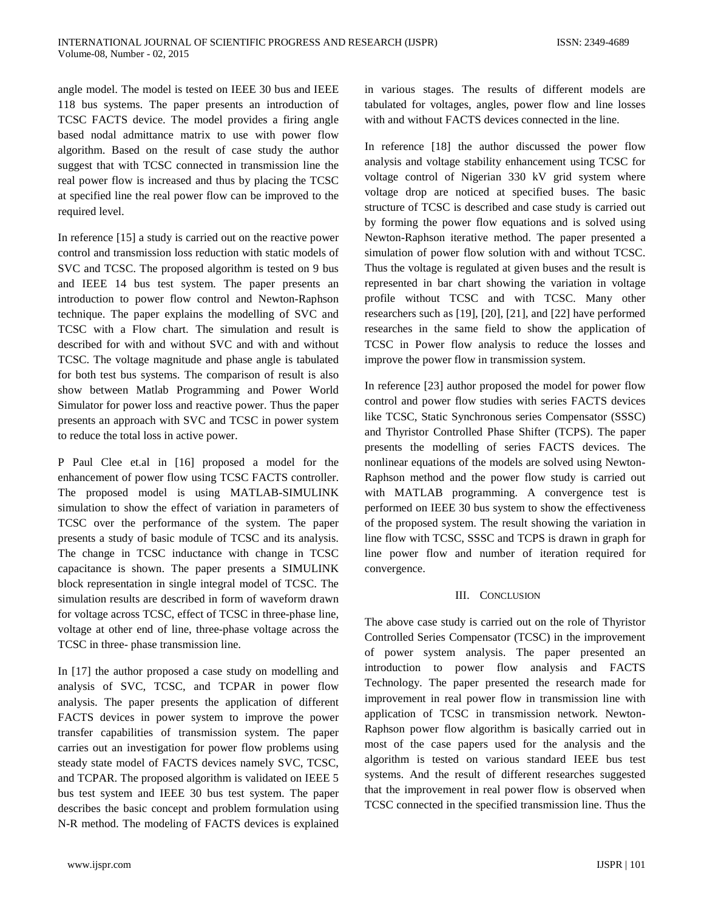angle model. The model is tested on IEEE 30 bus and IEEE 118 bus systems. The paper presents an introduction of TCSC FACTS device. The model provides a firing angle based nodal admittance matrix to use with power flow algorithm. Based on the result of case study the author suggest that with TCSC connected in transmission line the real power flow is increased and thus by placing the TCSC at specified line the real power flow can be improved to the required level.

In reference [15] a study is carried out on the reactive power control and transmission loss reduction with static models of SVC and TCSC. The proposed algorithm is tested on 9 bus and IEEE 14 bus test system. The paper presents an introduction to power flow control and Newton-Raphson technique. The paper explains the modelling of SVC and TCSC with a Flow chart. The simulation and result is described for with and without SVC and with and without TCSC. The voltage magnitude and phase angle is tabulated for both test bus systems. The comparison of result is also show between Matlab Programming and Power World Simulator for power loss and reactive power. Thus the paper presents an approach with SVC and TCSC in power system to reduce the total loss in active power.

P Paul Clee et.al in [16] proposed a model for the enhancement of power flow using TCSC FACTS controller. The proposed model is using MATLAB-SIMULINK simulation to show the effect of variation in parameters of TCSC over the performance of the system. The paper presents a study of basic module of TCSC and its analysis. The change in TCSC inductance with change in TCSC capacitance is shown. The paper presents a SIMULINK block representation in single integral model of TCSC. The simulation results are described in form of waveform drawn for voltage across TCSC, effect of TCSC in three-phase line, voltage at other end of line, three-phase voltage across the TCSC in three- phase transmission line.

In [17] the author proposed a case study on modelling and analysis of SVC, TCSC, and TCPAR in power flow analysis. The paper presents the application of different FACTS devices in power system to improve the power transfer capabilities of transmission system. The paper carries out an investigation for power flow problems using steady state model of FACTS devices namely SVC, TCSC, and TCPAR. The proposed algorithm is validated on IEEE 5 bus test system and IEEE 30 bus test system. The paper describes the basic concept and problem formulation using N-R method. The modeling of FACTS devices is explained in various stages. The results of different models are tabulated for voltages, angles, power flow and line losses with and without FACTS devices connected in the line.

In reference [18] the author discussed the power flow analysis and voltage stability enhancement using TCSC for voltage control of Nigerian 330 kV grid system where voltage drop are noticed at specified buses. The basic structure of TCSC is described and case study is carried out by forming the power flow equations and is solved using Newton-Raphson iterative method. The paper presented a simulation of power flow solution with and without TCSC. Thus the voltage is regulated at given buses and the result is represented in bar chart showing the variation in voltage profile without TCSC and with TCSC. Many other researchers such as [19], [20], [21], and [22] have performed researches in the same field to show the application of TCSC in Power flow analysis to reduce the losses and improve the power flow in transmission system.

In reference [23] author proposed the model for power flow control and power flow studies with series FACTS devices like TCSC, Static Synchronous series Compensator (SSSC) and Thyristor Controlled Phase Shifter (TCPS). The paper presents the modelling of series FACTS devices. The nonlinear equations of the models are solved using Newton-Raphson method and the power flow study is carried out with MATLAB programming. A convergence test is performed on IEEE 30 bus system to show the effectiveness of the proposed system. The result showing the variation in line flow with TCSC, SSSC and TCPS is drawn in graph for line power flow and number of iteration required for convergence.

## III. Conclusion

The above case study is carried out on the role of Thyristor Controlled Series Compensator (TCSC) in the improvement of power system analysis. The paper presented an introduction to power flow analysis and FACTS Technology. The paper presented the research made for improvement in real power flow in transmission line with application of TCSC in transmission network. Newton-Raphson power flow algorithm is basically carried out in most of the case papers used for the analysis and the algorithm is tested on various standard IEEE bus test systems. And the result of different researches suggested that the improvement in real power flow is observed when TCSC connected in the specified transmission line. Thus the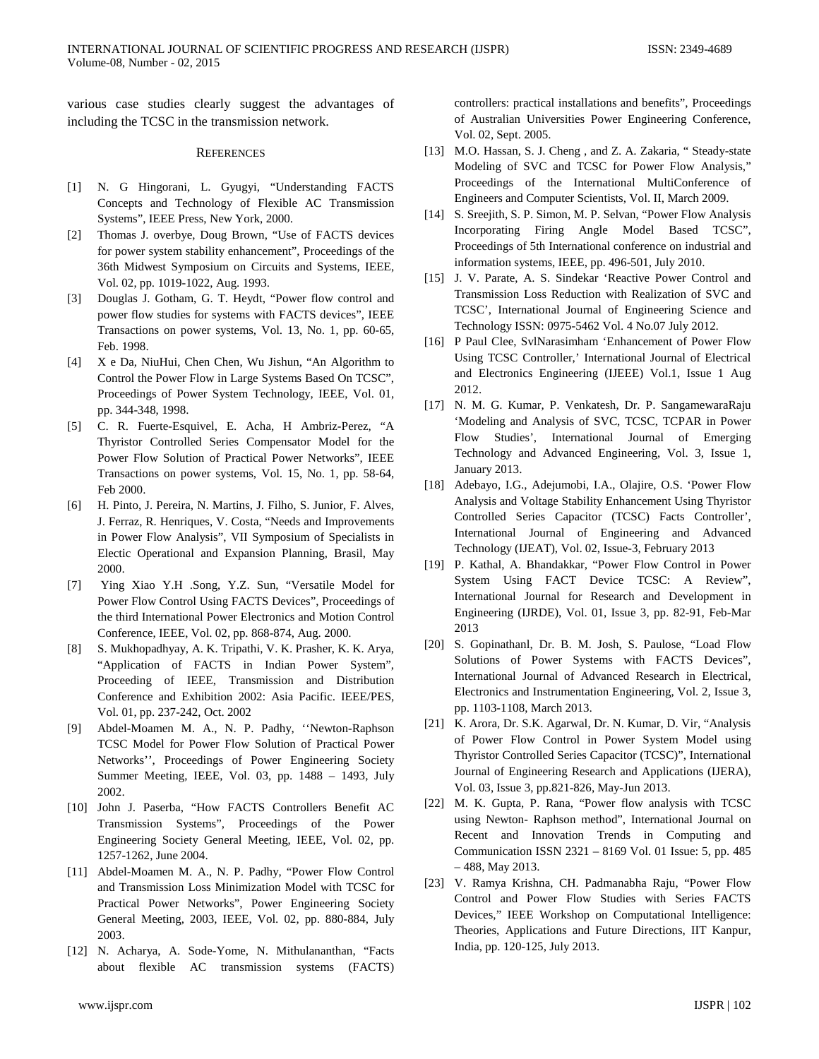various case studies clearly suggest the advantages of including the TCSC in the transmission network.

## References

[1] N. G Hingorani, L. Gyugyi, "Understanding FACTS Concepts and Technology of Flexible AC Transmission Systems", IEEE Press, New York, 2000.

[2] Thomas J. overbye, Doug Brown, "Use of FACTS devices for power system stability enhancement", Proceedings of the 36th Midwest Symposium on Circuits and Systems, IEEE, Vol. 02, pp. 1019-1022, Aug. 1993.

[3] Douglas J. Gotham, G. T. Heydt, "Power flow control and power flow studies for systems with FACTS devices", IEEE Transactions on power systems, Vol. 13, No. 1, pp. 60-65, Feb. 1998.

[4] X e Da, NiuHui, Chen Chen, Wu Jishun, "An Algorithm to Control the Power Flow in Large Systems Based On TCSC", Proceedings of Power System Technology, IEEE, Vol. 01, pp. 344-348, 1998.

[5] C. R. Fuerte-Esquivel, E. Acha, H Ambriz-Perez, "A Thyristor Controlled Series Compensator Model for the Power Flow Solution of Practical Power Networks", IEEE Transactions on power systems, Vol. 15, No. 1, pp. 58-64, Feb 2000.

[6] H. Pinto, J. Pereira, N. Martins, J. Filho, S. Junior, F. Alves, J. Ferraz, R. Henriques, V. Costa, "Needs and Improvements in Power Flow Analysis", VII Symposium of Specialists in Electic Operational and Expansion Planning, Brasil, May 2000.

[7] Ying Xiao Y.H .Song, Y.Z. Sun, "Versatile Model for Power Flow Control Using FACTS Devices", Proceedings of the third International Power Electronics and Motion Control Conference, IEEE, Vol. 02, pp. 868-874, Aug. 2000.

[8] S. Mukhopadhyay, A. K. Tripathi, V. K. Prasher, K. K. Arya, "Application of FACTS in Indian Power System", Proceeding of IEEE, Transmission and Distribution Conference and Exhibition 2002: Asia Pacific. IEEE/PES, Vol. 01, pp. 237-242, Oct. 2002

[9] Abdel-Moamen M. A., N. P. Padhy, ''Newton-Raphson TCSC Model for Power Flow Solution of Practical Power Networks'', Proceedings of Power Engineering Society Summer Meeting, IEEE, Vol. 03, pp. 1488 – 1493, July 2002.

[10] John J. Paserba, "How FACTS Controllers Benefit AC Transmission Systems", Proceedings of the Power Engineering Society General Meeting, IEEE, Vol. 02, pp. 1257-1262, June 2004.

[11] Abdel-Moamen M. A., N. P. Padhy, "Power Flow Control and Transmission Loss Minimization Model with TCSC for Practical Power Networks", Power Engineering Society General Meeting, 2003, IEEE, Vol. 02, pp. 880-884, July 2003.

[12] N. Acharya, A. Sode-Yome, N. Mithulananthan, "Facts about flexible AC transmission systems (FACTS) controllers: practical installations and benefits", Proceedings of Australian Universities Power Engineering Conference, Vol. 02, Sept. 2005.

[13] M.O. Hassan, S. J. Cheng , and Z. A. Zakaria, " Steady-state Modeling of SVC and TCSC for Power Flow Analysis," Proceedings of the International MultiConference of Engineers and Computer Scientists, Vol. II, March 2009.

[14] S. Sreejith, S. P. Simon, M. P. Selvan, "Power Flow Analysis Incorporating Firing Angle Model Based TCSC", Proceedings of 5th International conference on industrial and information systems, IEEE, pp. 496-501, July 2010.

[15] J. V. Parate, A. S. Sindekar 'Reactive Power Control and Transmission Loss Reduction with Realization of SVC and TCSC', International Journal of Engineering Science and Technology ISSN: 0975-5462 Vol. 4 No.07 July 2012.

[16] P Paul Clee, SvlNarasimham 'Enhancement of Power Flow Using TCSC Controller,' International Journal of Electrical and Electronics Engineering (IJEEE) Vol.1, Issue 1 Aug 2012.

[17] N. M. G. Kumar, P. Venkatesh, Dr. P. SangamewaraRaju 'Modeling and Analysis of SVC, TCSC, TCPAR in Power Flow Studies', International Journal of Emerging Technology and Advanced Engineering, Vol. 3, Issue 1, January 2013.

[18] Adebayo, I.G., Adejumobi, I.A., Olajire, O.S. 'Power Flow Analysis and Voltage Stability Enhancement Using Thyristor Controlled Series Capacitor (TCSC) Facts Controller', International Journal of Engineering and Advanced Technology (IJEAT), Vol. 02, Issue-3, February 2013

[19] P. Kathal, A. Bhandakkar, "Power Flow Control in Power System Using FACT Device TCSC: A Review", International Journal for Research and Development in Engineering (IJRDE), Vol. 01, Issue 3, pp. 82-91, Feb-Mar 2013

[20] S. Gopinathanl, Dr. B. M. Josh, S. Paulose, "Load Flow Solutions of Power Systems with FACTS Devices", International Journal of Advanced Research in Electrical, Electronics and Instrumentation Engineering, Vol. 2, Issue 3, pp. 1103-1108, March 2013.

[21] K. Arora, Dr. S.K. Agarwal, Dr. N. Kumar, D. Vir, "Analysis of Power Flow Control in Power System Model using Thyristor Controlled Series Capacitor (TCSC)", International Journal of Engineering Research and Applications (IJERA), Vol. 03, Issue 3, pp.821-826, May-Jun 2013.

[22] M. K. Gupta, P. Rana, "Power flow analysis with TCSC using Newton- Raphson method", International Journal on Recent and Innovation Trends in Computing and Communication ISSN 2321 – 8169 Vol. 01 Issue: 5, pp. 485 – 488, May 2013.

[23] V. Ramya Krishna, CH. Padmanabha Raju, "Power Flow Control and Power Flow Studies with Series FACTS Devices," IEEE Workshop on Computational Intelligence: Theories, Applications and Future Directions, IIT Kanpur, India, pp. 120-125, July 2013.